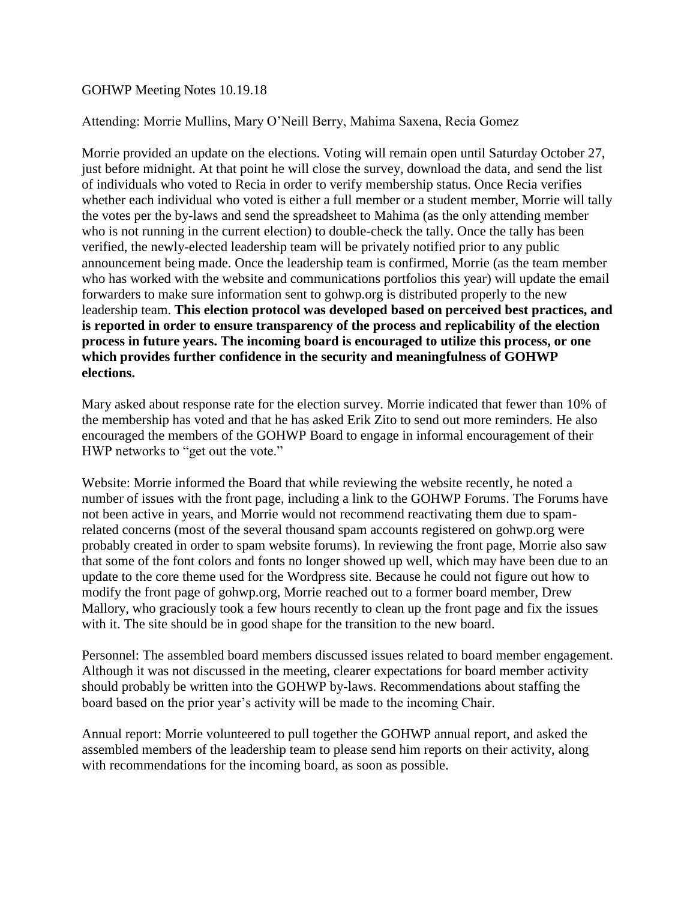GOHWP Meeting Notes 10.19.18

Attending: Morrie Mullins, Mary O'Neill Berry, Mahima Saxena, Recia Gomez

Morrie provided an update on the elections. Voting will remain open until Saturday October 27, just before midnight. At that point he will close the survey, download the data, and send the list of individuals who voted to Recia in order to verify membership status. Once Recia verifies whether each individual who voted is either a full member or a student member, Morrie will tally the votes per the by-laws and send the spreadsheet to Mahima (as the only attending member who is not running in the current election) to double-check the tally. Once the tally has been verified, the newly-elected leadership team will be privately notified prior to any public announcement being made. Once the leadership team is confirmed, Morrie (as the team member who has worked with the website and communications portfolios this year) will update the email forwarders to make sure information sent to gohwp.org is distributed properly to the new leadership team. **This election protocol was developed based on perceived best practices, and is reported in order to ensure transparency of the process and replicability of the election process in future years. The incoming board is encouraged to utilize this process, or one which provides further confidence in the security and meaningfulness of GOHWP elections.**

Mary asked about response rate for the election survey. Morrie indicated that fewer than 10% of the membership has voted and that he has asked Erik Zito to send out more reminders. He also encouraged the members of the GOHWP Board to engage in informal encouragement of their HWP networks to "get out the vote."

Website: Morrie informed the Board that while reviewing the website recently, he noted a number of issues with the front page, including a link to the GOHWP Forums. The Forums have not been active in years, and Morrie would not recommend reactivating them due to spam-related concerns (most of the several thousand spam accounts registered on gohwp.org were probably created in order to spam website forums). In reviewing the front page, Morrie also saw that some of the font colors and fonts no longer showed up well, which may have been due to an update to the core theme used for the Wordpress site. Because he could not figure out how to modify the front page of gohwp.org, Morrie reached out to a former board member, Drew Mallory, who graciously took a few hours recently to clean up the front page and fix the issues with it. The site should be in good shape for the transition to the new board.

Personnel: The assembled board members discussed issues related to board member engagement. Although it was not discussed in the meeting, clearer expectations for board member activity should probably be written into the GOHWP by-laws. Recommendations about staffing the board based on the prior year's activity will be made to the incoming Chair.

Annual report: Morrie volunteered to pull together the GOHWP annual report, and asked the assembled members of the leadership team to please send him reports on their activity, along with recommendations for the incoming board, as soon as possible.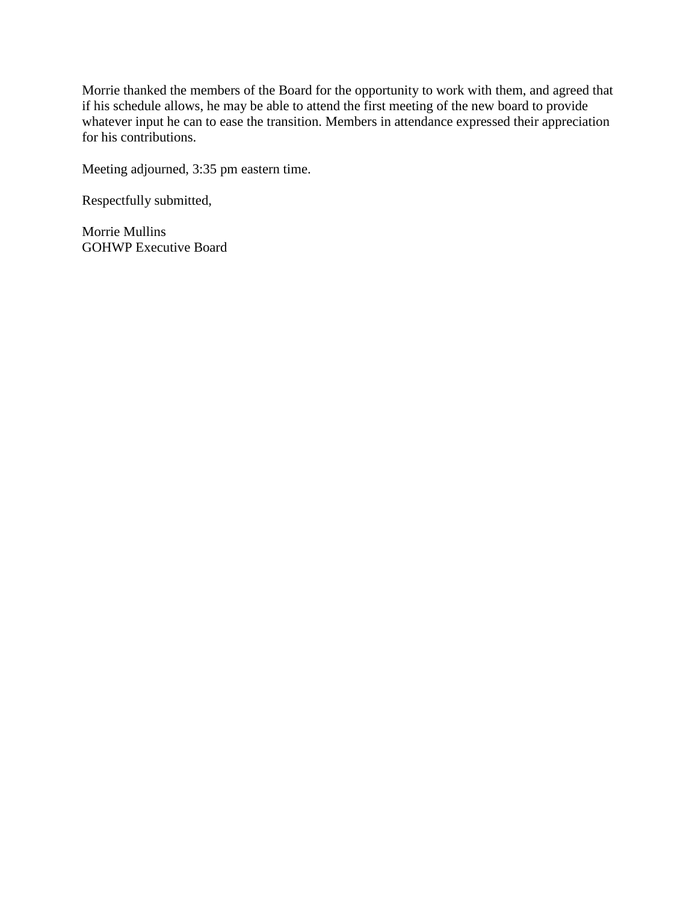Morrie thanked the members of the Board for the opportunity to work with them, and agreed that if his schedule allows, he may be able to attend the first meeting of the new board to provide whatever input he can to ease the transition. Members in attendance expressed their appreciation for his contributions.

Meeting adjourned, 3:35 pm eastern time.

Respectfully submitted,

Morrie Mullins
GOHWP Executive Board